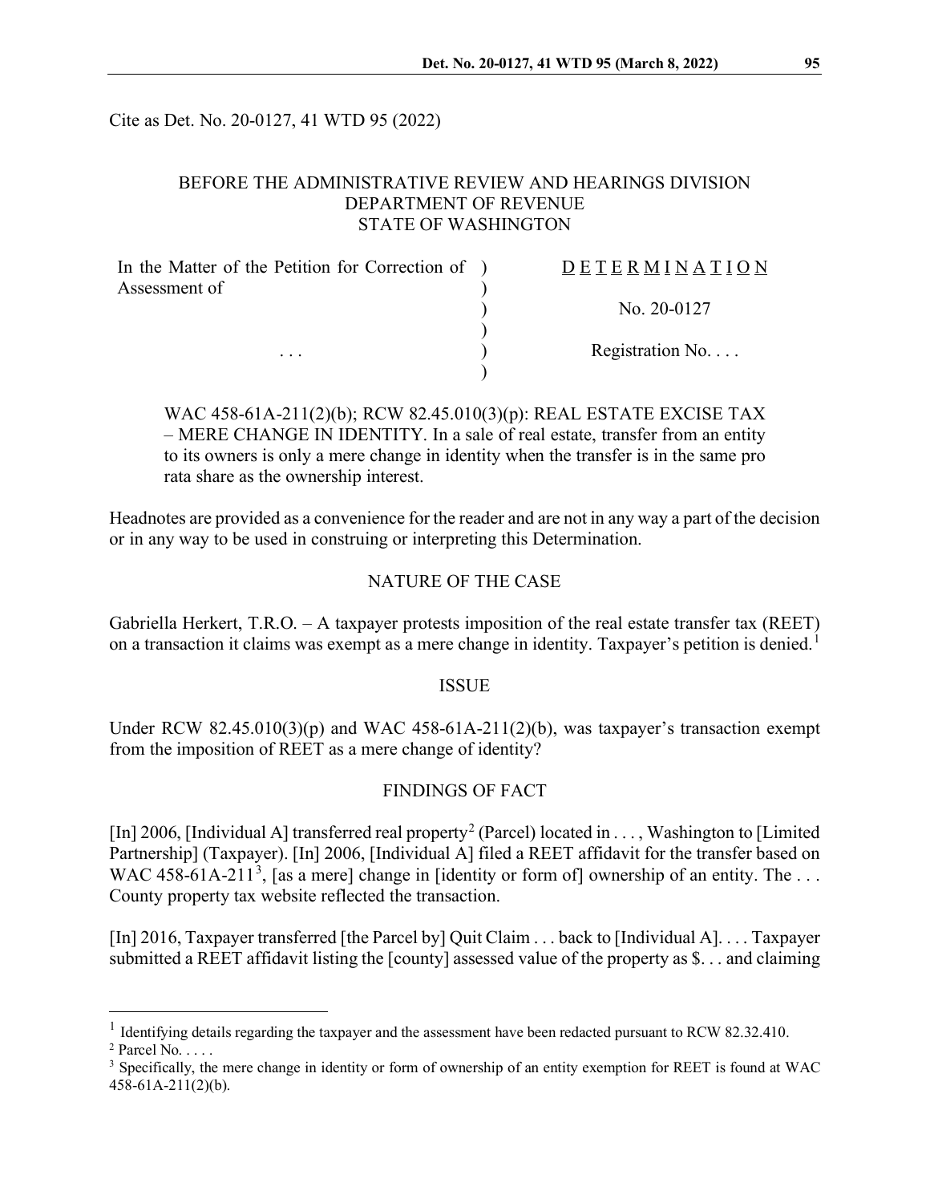Cite as Det. No. 20-0127, 41 WTD 95 (2022)

BEFORE THE ADMINISTRATIVE REVIEW AND HEARINGS DIVISION
DEPARTMENT OF REVENUE
STATE OF WASHINGTON

| | | |
|---|---|---|
| In the Matter of the Petition for Correction of Assessment of | ) | D E T E R M I N A T I O N |
| | ) | |
| | ) | No. 20-0127 |
| | ) | |
| . . . | ) | Registration No. . . . |
| | ) | |

WAC 458-61A-211(2)(b); RCW 82.45.010(3)(p): REAL ESTATE EXCISE TAX – MERE CHANGE IN IDENTITY. In a sale of real estate, transfer from an entity to its owners is only a mere change in identity when the transfer is in the same pro rata share as the ownership interest.

Headnotes are provided as a convenience for the reader and are not in any way a part of the decision or in any way to be used in construing or interpreting this Determination.

## NATURE OF THE CASE

Gabriella Herkert, T.R.O. – A taxpayer protests imposition of the real estate transfer tax (REET) on a transaction it claims was exempt as a mere change in identity. Taxpayer's petition is denied.[1]

## ISSUE

Under RCW 82.45.010(3)(p) and WAC 458-61A-211(2)(b), was taxpayer's transaction exempt from the imposition of REET as a mere change of identity?

## FINDINGS OF FACT

[In] 2006, [Individual A] transferred real property[2] (Parcel) located in . . . , Washington to [Limited Partnership] (Taxpayer). [In] 2006, [Individual A] filed a REET affidavit for the transfer based on WAC 458-61A-211[3], [as a mere] change in [identity or form of] ownership of an entity. The . . . County property tax website reflected the transaction.

[In] 2016, Taxpayer transferred [the Parcel by] Quit Claim . . . back to [Individual A]. . . . Taxpayer submitted a REET affidavit listing the [county] assessed value of the property as $. . . and claiming

---

[1] Identifying details regarding the taxpayer and the assessment have been redacted pursuant to RCW 82.32.410.

[2] Parcel No. . . . .

[3] Specifically, the mere change in identity or form of ownership of an entity exemption for REET is found at WAC 458-61A-211(2)(b).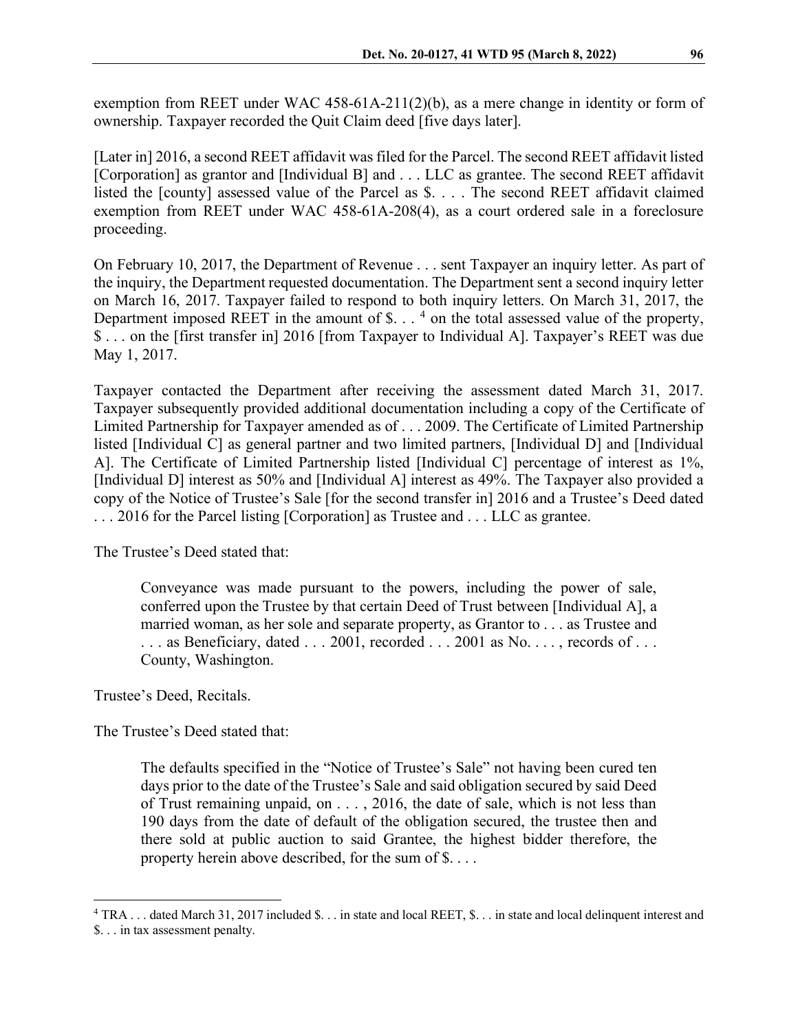exemption from REET under WAC 458-61A-211(2)(b), as a mere change in identity or form of ownership. Taxpayer recorded the Quit Claim deed [five days later].

[Later in] 2016, a second REET affidavit was filed for the Parcel. The second REET affidavit listed [Corporation] as grantor and [Individual B] and . . . LLC as grantee. The second REET affidavit listed the [county] assessed value of the Parcel as $. . . . The second REET affidavit claimed exemption from REET under WAC 458-61A-208(4), as a court ordered sale in a foreclosure proceeding.

On February 10, 2017, the Department of Revenue . . . sent Taxpayer an inquiry letter. As part of the inquiry, the Department requested documentation. The Department sent a second inquiry letter on March 16, 2017. Taxpayer failed to respond to both inquiry letters. On March 31, 2017, the Department imposed REET in the amount of $. . . [4] on the total assessed value of the property, $ . . . on the [first transfer in] 2016 [from Taxpayer to Individual A]. Taxpayer's REET was due May 1, 2017.

Taxpayer contacted the Department after receiving the assessment dated March 31, 2017. Taxpayer subsequently provided additional documentation including a copy of the Certificate of Limited Partnership for Taxpayer amended as of . . . 2009. The Certificate of Limited Partnership listed [Individual C] as general partner and two limited partners, [Individual D] and [Individual A]. The Certificate of Limited Partnership listed [Individual C] percentage of interest as 1%, [Individual D] interest as 50% and [Individual A] interest as 49%. The Taxpayer also provided a copy of the Notice of Trustee's Sale [for the second transfer in] 2016 and a Trustee's Deed dated . . . 2016 for the Parcel listing [Corporation] as Trustee and . . . LLC as grantee.

The Trustee's Deed stated that:

> Conveyance was made pursuant to the powers, including the power of sale, conferred upon the Trustee by that certain Deed of Trust between [Individual A], a married woman, as her sole and separate property, as Grantor to . . . as Trustee and . . . as Beneficiary, dated . . . 2001, recorded . . . 2001 as No. . . . , records of . . . County, Washington.

Trustee's Deed, Recitals.

The Trustee's Deed stated that:

> The defaults specified in the "Notice of Trustee's Sale" not having been cured ten days prior to the date of the Trustee's Sale and said obligation secured by said Deed of Trust remaining unpaid, on . . . , 2016, the date of sale, which is not less than 190 days from the date of default of the obligation secured, the trustee then and there sold at public auction to said Grantee, the highest bidder therefore, the property herein above described, for the sum of $. . . .

---

[4] TRA . . . dated March 31, 2017 included $. . . in state and local REET, $. . . in state and local delinquent interest and $. . . in tax assessment penalty.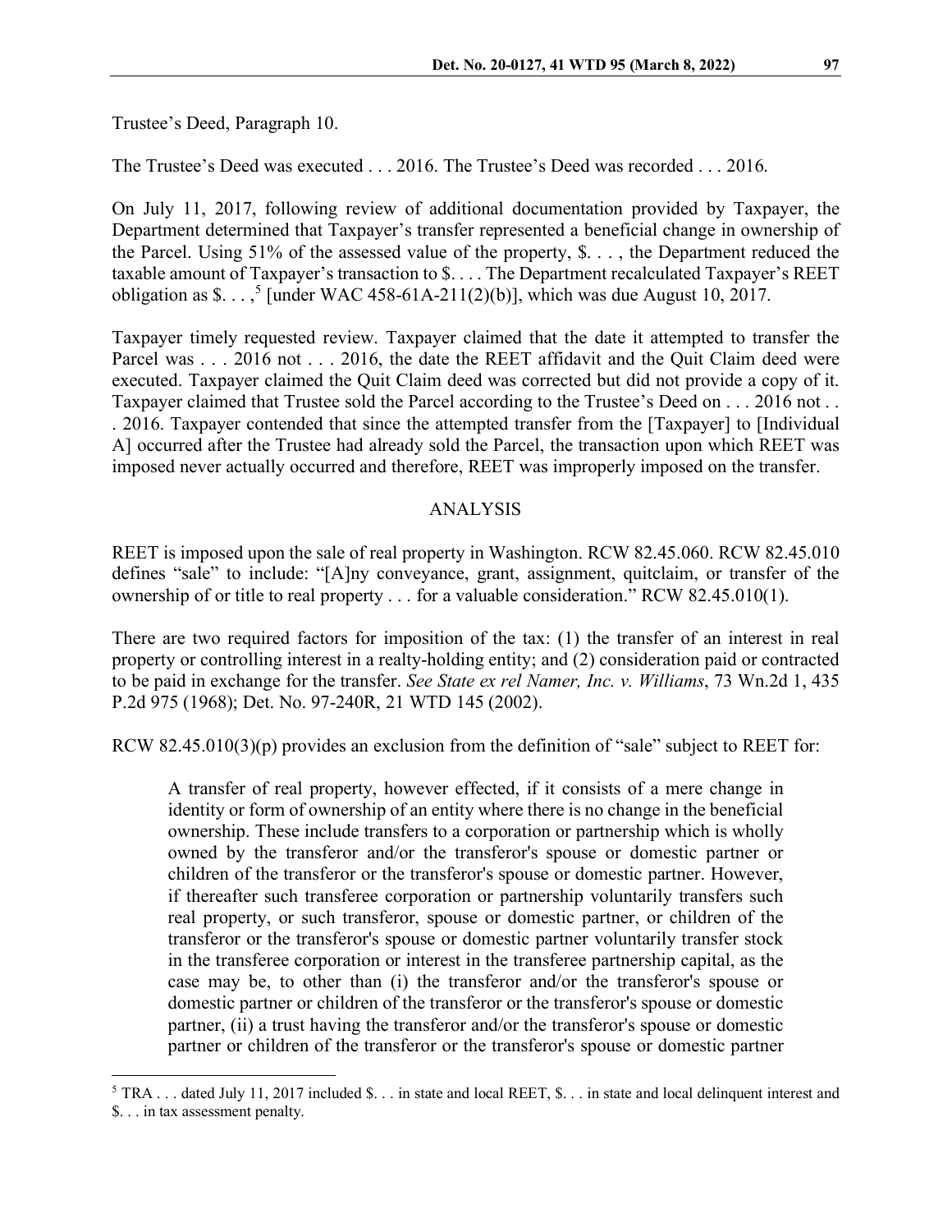Trustee's Deed, Paragraph 10.

The Trustee's Deed was executed . . . 2016. The Trustee's Deed was recorded . . . 2016.

On July 11, 2017, following review of additional documentation provided by Taxpayer, the Department determined that Taxpayer's transfer represented a beneficial change in ownership of the Parcel. Using 51% of the assessed value of the property, $. . . , the Department reduced the taxable amount of Taxpayer's transaction to $. . . . The Department recalculated Taxpayer's REET obligation as $. . . ,[5] [under WAC 458-61A-211(2)(b)], which was due August 10, 2017.

Taxpayer timely requested review. Taxpayer claimed that the date it attempted to transfer the Parcel was . . . 2016 not . . . 2016, the date the REET affidavit and the Quit Claim deed were executed. Taxpayer claimed the Quit Claim deed was corrected but did not provide a copy of it. Taxpayer claimed that Trustee sold the Parcel according to the Trustee's Deed on . . . 2016 not . . . 2016. Taxpayer contended that since the attempted transfer from the [Taxpayer] to [Individual A] occurred after the Trustee had already sold the Parcel, the transaction upon which REET was imposed never actually occurred and therefore, REET was improperly imposed on the transfer.

## ANALYSIS

REET is imposed upon the sale of real property in Washington. RCW 82.45.060. RCW 82.45.010 defines "sale" to include: "[A]ny conveyance, grant, assignment, quitclaim, or transfer of the ownership of or title to real property . . . for a valuable consideration." RCW 82.45.010(1).

There are two required factors for imposition of the tax: (1) the transfer of an interest in real property or controlling interest in a realty-holding entity; and (2) consideration paid or contracted to be paid in exchange for the transfer. *See State ex rel Namer, Inc. v. Williams*, 73 Wn.2d 1, 435 P.2d 975 (1968); Det. No. 97-240R, 21 WTD 145 (2002).

RCW 82.45.010(3)(p) provides an exclusion from the definition of "sale" subject to REET for:

> A transfer of real property, however effected, if it consists of a mere change in identity or form of ownership of an entity where there is no change in the beneficial ownership. These include transfers to a corporation or partnership which is wholly owned by the transferor and/or the transferor's spouse or domestic partner or children of the transferor or the transferor's spouse or domestic partner. However, if thereafter such transferee corporation or partnership voluntarily transfers such real property, or such transferor, spouse or domestic partner, or children of the transferor or the transferor's spouse or domestic partner voluntarily transfer stock in the transferee corporation or interest in the transferee partnership capital, as the case may be, to other than (i) the transferor and/or the transferor's spouse or domestic partner or children of the transferor or the transferor's spouse or domestic partner, (ii) a trust having the transferor and/or the transferor's spouse or domestic partner or children of the transferor or the transferor's spouse or domestic partner

---

[5] TRA . . . dated July 11, 2017 included $. . . in state and local REET, $. . . in state and local delinquent interest and $. . . in tax assessment penalty.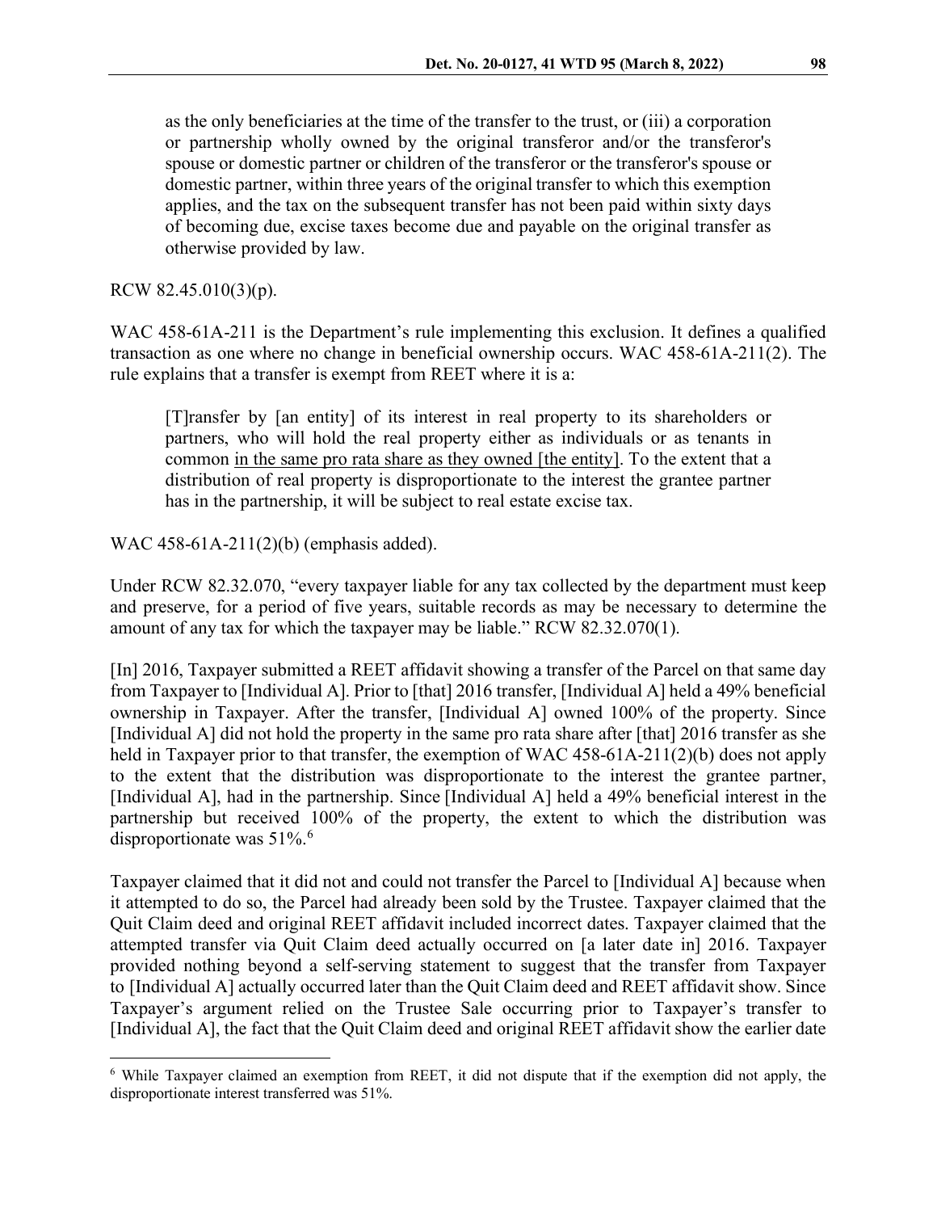> as the only beneficiaries at the time of the transfer to the trust, or (iii) a corporation or partnership wholly owned by the original transferor and/or the transferor's spouse or domestic partner or children of the transferor or the transferor's spouse or domestic partner, within three years of the original transfer to which this exemption applies, and the tax on the subsequent transfer has not been paid within sixty days of becoming due, excise taxes become due and payable on the original transfer as otherwise provided by law.

RCW 82.45.010(3)(p).

WAC 458-61A-211 is the Department's rule implementing this exclusion. It defines a qualified transaction as one where no change in beneficial ownership occurs. WAC 458-61A-211(2). The rule explains that a transfer is exempt from REET where it is a:

> [T]ransfer by [an entity] of its interest in real property to its shareholders or partners, who will hold the real property either as individuals or as tenants in common <u>in the same pro rata share as they owned [the entity]</u>. To the extent that a distribution of real property is disproportionate to the interest the grantee partner has in the partnership, it will be subject to real estate excise tax.

WAC 458-61A-211(2)(b) (emphasis added).

Under RCW 82.32.070, "every taxpayer liable for any tax collected by the department must keep and preserve, for a period of five years, suitable records as may be necessary to determine the amount of any tax for which the taxpayer may be liable." RCW 82.32.070(1).

[In] 2016, Taxpayer submitted a REET affidavit showing a transfer of the Parcel on that same day from Taxpayer to [Individual A]. Prior to [that] 2016 transfer, [Individual A] held a 49% beneficial ownership in Taxpayer. After the transfer, [Individual A] owned 100% of the property. Since [Individual A] did not hold the property in the same pro rata share after [that] 2016 transfer as she held in Taxpayer prior to that transfer, the exemption of WAC 458-61A-211(2)(b) does not apply to the extent that the distribution was disproportionate to the interest the grantee partner, [Individual A], had in the partnership. Since [Individual A] held a 49% beneficial interest in the partnership but received 100% of the property, the extent to which the distribution was disproportionate was 51%.[6]

Taxpayer claimed that it did not and could not transfer the Parcel to [Individual A] because when it attempted to do so, the Parcel had already been sold by the Trustee. Taxpayer claimed that the Quit Claim deed and original REET affidavit included incorrect dates. Taxpayer claimed that the attempted transfer via Quit Claim deed actually occurred on [a later date in] 2016. Taxpayer provided nothing beyond a self-serving statement to suggest that the transfer from Taxpayer to [Individual A] actually occurred later than the Quit Claim deed and REET affidavit show. Since Taxpayer's argument relied on the Trustee Sale occurring prior to Taxpayer's transfer to [Individual A], the fact that the Quit Claim deed and original REET affidavit show the earlier date

---

[6] While Taxpayer claimed an exemption from REET, it did not dispute that if the exemption did not apply, the disproportionate interest transferred was 51%.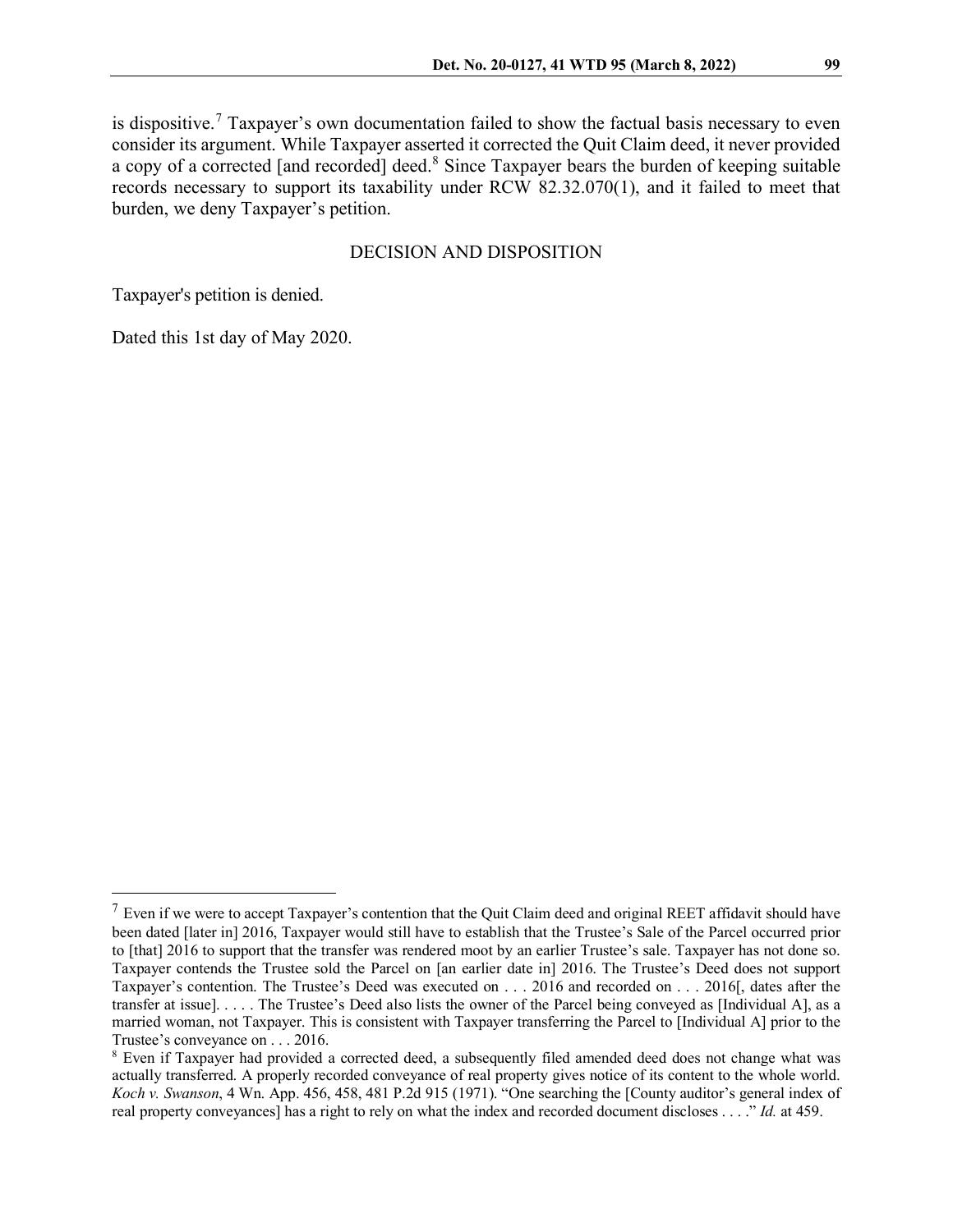is dispositive.[7] Taxpayer's own documentation failed to show the factual basis necessary to even consider its argument. While Taxpayer asserted it corrected the Quit Claim deed, it never provided a copy of a corrected [and recorded] deed.[8] Since Taxpayer bears the burden of keeping suitable records necessary to support its taxability under RCW 82.32.070(1), and it failed to meet that burden, we deny Taxpayer's petition.

## DECISION AND DISPOSITION

Taxpayer's petition is denied.

Dated this 1st day of May 2020.

---

[7] Even if we were to accept Taxpayer's contention that the Quit Claim deed and original REET affidavit should have been dated [later in] 2016, Taxpayer would still have to establish that the Trustee's Sale of the Parcel occurred prior to [that] 2016 to support that the transfer was rendered moot by an earlier Trustee's sale. Taxpayer has not done so. Taxpayer contends the Trustee sold the Parcel on [an earlier date in] 2016. The Trustee's Deed does not support Taxpayer's contention. The Trustee's Deed was executed on . . . 2016 and recorded on . . . 2016[, dates after the transfer at issue]. . . . . The Trustee's Deed also lists the owner of the Parcel being conveyed as [Individual A], as a married woman, not Taxpayer. This is consistent with Taxpayer transferring the Parcel to [Individual A] prior to the Trustee's conveyance on . . . 2016.

[8] Even if Taxpayer had provided a corrected deed, a subsequently filed amended deed does not change what was actually transferred. A properly recorded conveyance of real property gives notice of its content to the whole world. *Koch v. Swanson*, 4 Wn. App. 456, 458, 481 P.2d 915 (1971). "One searching the [County auditor's general index of real property conveyances] has a right to rely on what the index and recorded document discloses . . . ." *Id.* at 459.